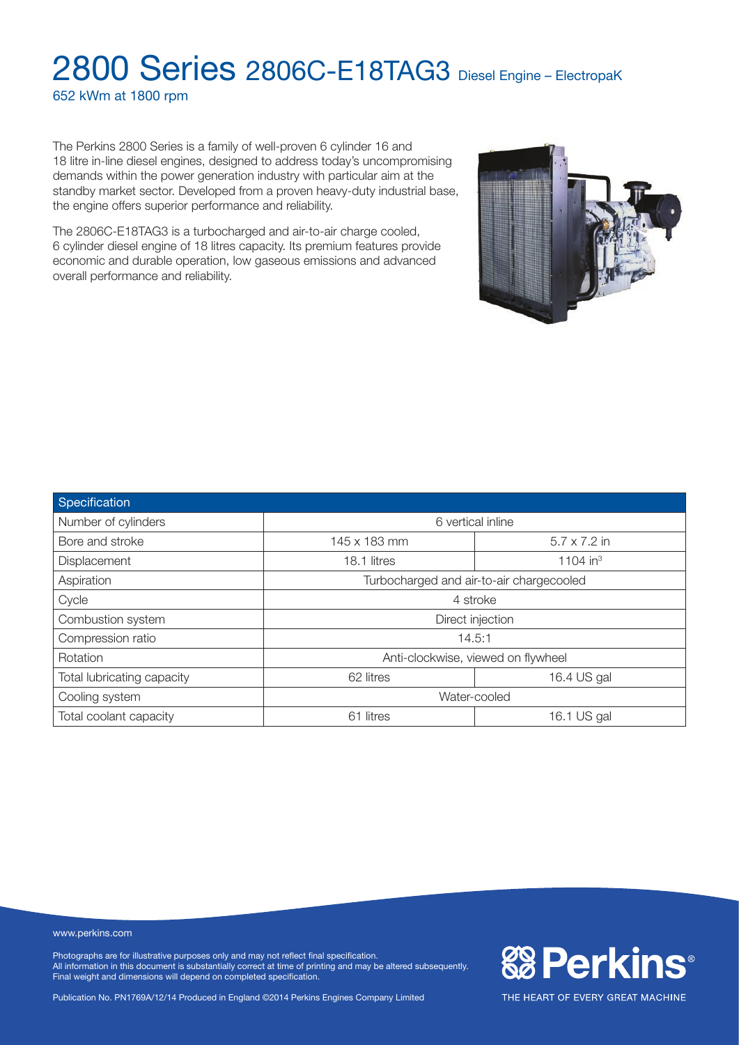# 2800 Series 2806C-E18TAG3 Diesel Engine – ElectropaK

652 kWm at 1800 rpm

The Perkins 2800 Series is a family of well-proven 6 cylinder 16 and 18 litre in-line diesel engines, designed to address today's uncompromising demands within the power generation industry with particular aim at the standby market sector. Developed from a proven heavy-duty industrial base, the engine offers superior performance and reliability.

The 2806C-E18TAG3 is a turbocharged and air-to-air charge cooled, 6 cylinder diesel engine of 18 litres capacity. Its premium features provide economic and durable operation, low gaseous emissions and advanced overall performance and reliability.

| Specification | | |
|---|---|---|
| Number of cylinders | 6 vertical inline | |
| Bore and stroke | 145 x 183 mm | 5.7 x 7.2 in |
| Displacement | 18.1 litres | 1104 $in^3$ |
| Aspiration | Turbocharged and air-to-air chargecooled | |
| Cycle | 4 stroke | |
| Combustion system | Direct injection | |
| Compression ratio | 14.5:1 | |
| Rotation | Anti-clockwise, viewed on flywheel | |
| Total lubricating capacity | 62 litres | 16.4 US gal |
| Cooling system | Water-cooled | |
| Total coolant capacity | 61 litres | 16.1 US gal |

www.perkins.com

Photographs are for illustrative purposes only and may not reflect final specification.
All information in this document is substantially correct at time of printing and may be altered subsequently.
Final weight and dimensions will depend on completed specification.

Publication No. PN1769A/12/14 Produced in England ©2014 Perkins Engines Company Limited

Perkins®

THE HEART OF EVERY GREAT MACHINE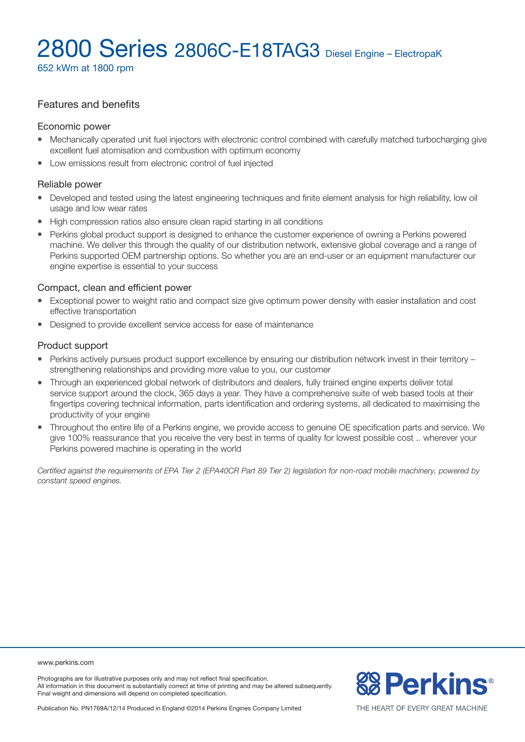# 2800 Series 2806C-E18TAG3 Diesel Engine – ElectropaK

652 kWm at 1800 rpm

## Features and benefits

### Economic power

- Mechanically operated unit fuel injectors with electronic control combined with carefully matched turbocharging give excellent fuel atomisation and combustion with optimum economy
- Low emissions result from electronic control of fuel injected

### Reliable power

- Developed and tested using the latest engineering techniques and finite element analysis for high reliability, low oil usage and low wear rates
- High compression ratios also ensure clean rapid starting in all conditions
- Perkins global product support is designed to enhance the customer experience of owning a Perkins powered machine. We deliver this through the quality of our distribution network, extensive global coverage and a range of Perkins supported OEM partnership options. So whether you are an end-user or an equipment manufacturer our engine expertise is essential to your success

### Compact, clean and efficient power

- Exceptional power to weight ratio and compact size give optimum power density with easier installation and cost effective transportation
- Designed to provide excellent service access for ease of maintenance

### Product support

- Perkins actively pursues product support excellence by ensuring our distribution network invest in their territory – strengthening relationships and providing more value to you, our customer
- Through an experienced global network of distributors and dealers, fully trained engine experts deliver total service support around the clock, 365 days a year. They have a comprehensive suite of web based tools at their fingertips covering technical information, parts identification and ordering systems, all dedicated to maximising the productivity of your engine
- Throughout the entire life of a Perkins engine, we provide access to genuine OE specification parts and service. We give 100% reassurance that you receive the very best in terms of quality for lowest possible cost .. wherever your Perkins powered machine is operating in the world

*Certified against the requirements of EPA Tier 2 (EPA40CR Part 89 Tier 2) legislation for non-road mobile machinery, powered by constant speed engines.*

www.perkins.com

Photographs are for illustrative purposes only and may not reflect final specification.
All information in this document is substantially correct at time of printing and may be altered subsequently.
Final weight and dimensions will depend on completed specification.

Publication No. PN1769A/12/14 Produced in England ©2014 Perkins Engines Company Limited

Perkins®

THE HEART OF EVERY GREAT MACHINE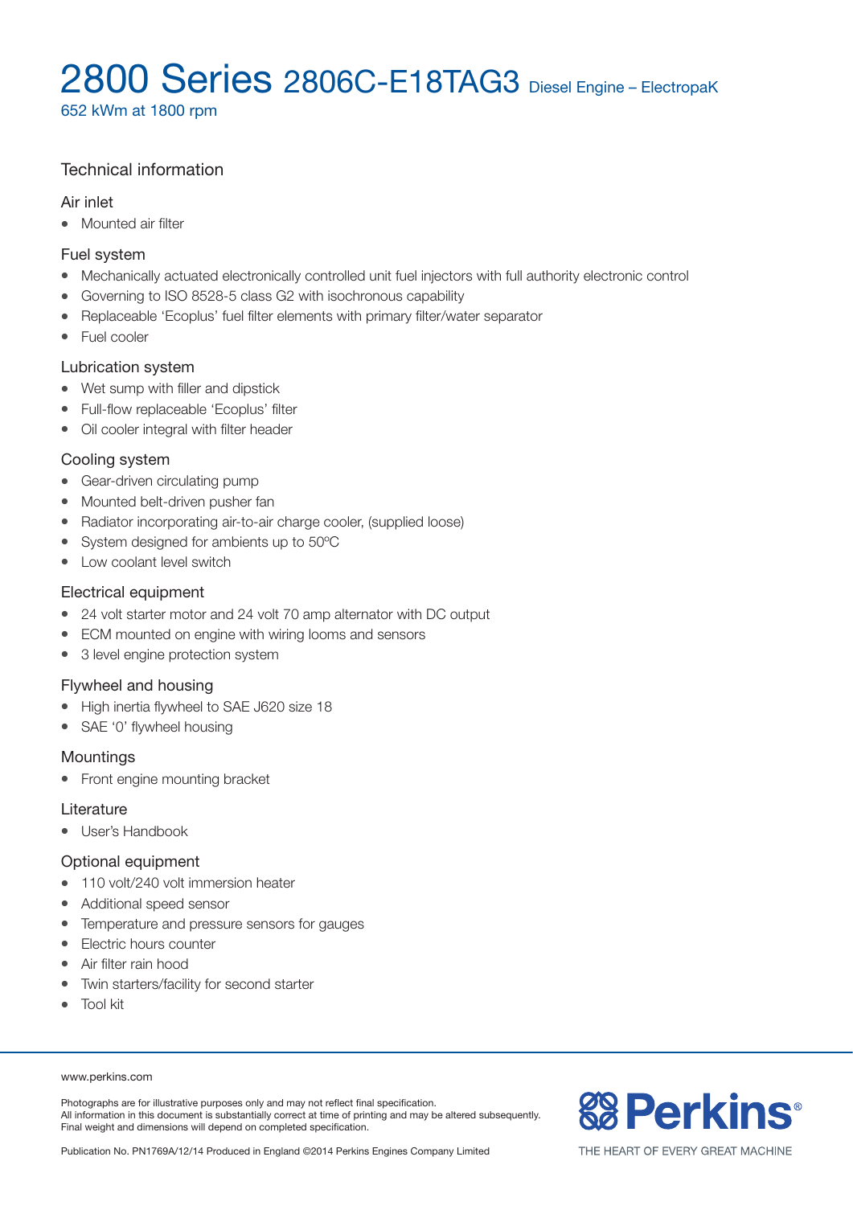# 2800 Series 2806C-E18TAG3 Diesel Engine – ElectropaK

652 kWm at 1800 rpm

## Technical information

### Air inlet

- Mounted air filter

### Fuel system

- Mechanically actuated electronically controlled unit fuel injectors with full authority electronic control
- Governing to ISO 8528-5 class G2 with isochronous capability
- Replaceable 'Ecoplus' fuel filter elements with primary filter/water separator
- Fuel cooler

### Lubrication system

- Wet sump with filler and dipstick
- Full-flow replaceable 'Ecoplus' filter
- Oil cooler integral with filter header

### Cooling system

- Gear-driven circulating pump
- Mounted belt-driven pusher fan
- Radiator incorporating air-to-air charge cooler, (supplied loose)
- System designed for ambients up to 50ºC
- Low coolant level switch

### Electrical equipment

- 24 volt starter motor and 24 volt 70 amp alternator with DC output
- ECM mounted on engine with wiring looms and sensors
- 3 level engine protection system

### Flywheel and housing

- High inertia flywheel to SAE J620 size 18
- SAE '0' flywheel housing

### Mountings

- Front engine mounting bracket

### Literature

- User's Handbook

### Optional equipment

- 110 volt/240 volt immersion heater
- Additional speed sensor
- Temperature and pressure sensors for gauges
- Electric hours counter
- Air filter rain hood
- Twin starters/facility for second starter
- Tool kit

www.perkins.com

Photographs are for illustrative purposes only and may not reflect final specification.
All information in this document is substantially correct at time of printing and may be altered subsequently.
Final weight and dimensions will depend on completed specification.

Publication No. PN1769A/12/14 Produced in England ©2014 Perkins Engines Company Limited

Perkins® THE HEART OF EVERY GREAT MACHINE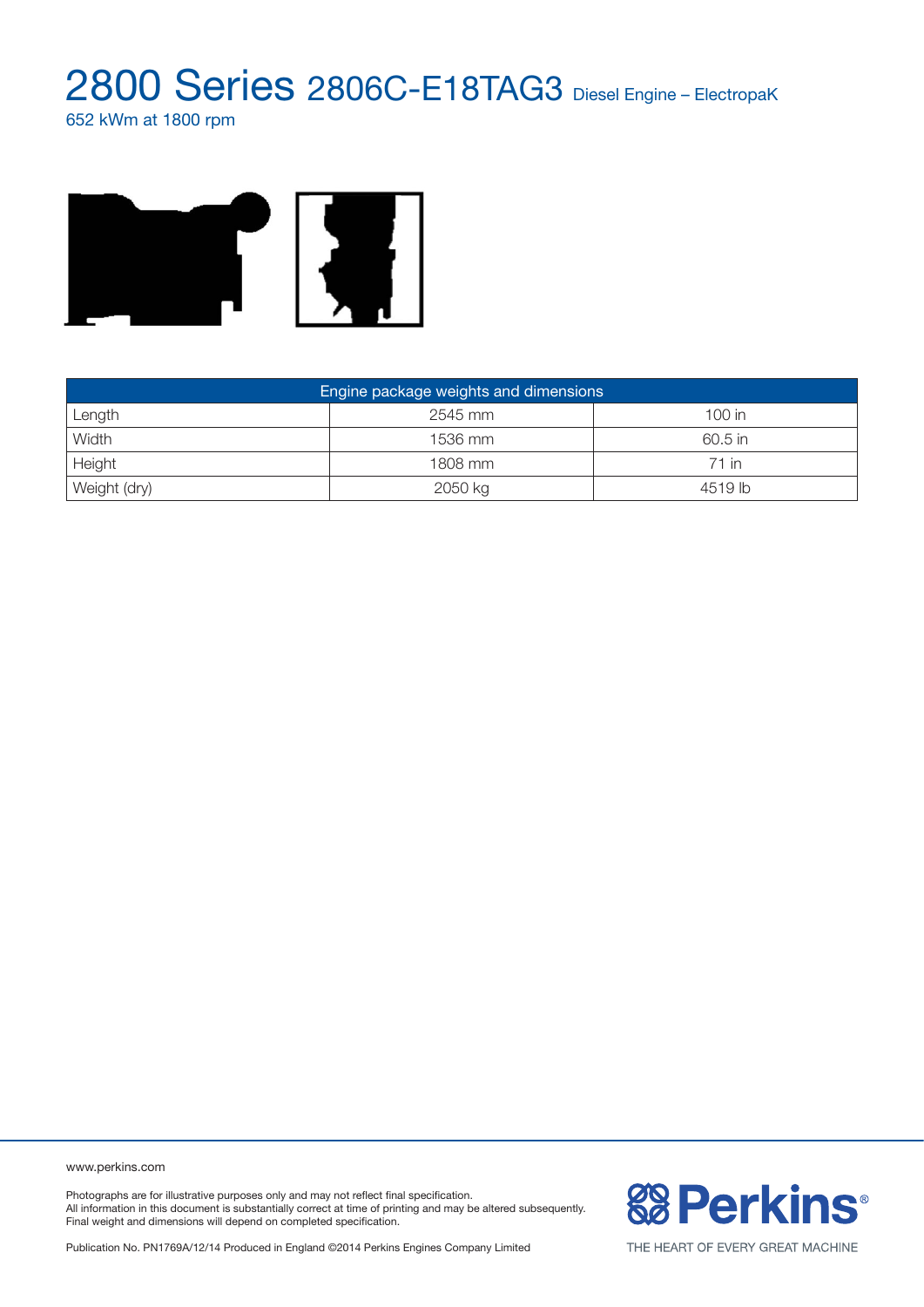# 2800 Series 2806C-E18TAG3 Diesel Engine – ElectropaK

652 kWm at 1800 rpm

| Engine package weights and dimensions | | |
|---|---|---|
| Length | 2545 mm | 100 in |
| Width | 1536 mm | 60.5 in |
| Height | 1808 mm | 71 in |
| Weight (dry) | 2050 kg | 4519 lb |

www.perkins.com

Photographs are for illustrative purposes only and may not reflect final specification.
All information in this document is substantially correct at time of printing and may be altered subsequently.
Final weight and dimensions will depend on completed specification.

Publication No. PN1769A/12/14 Produced in England ©2014 Perkins Engines Company Limited

Perkins®

THE HEART OF EVERY GREAT MACHINE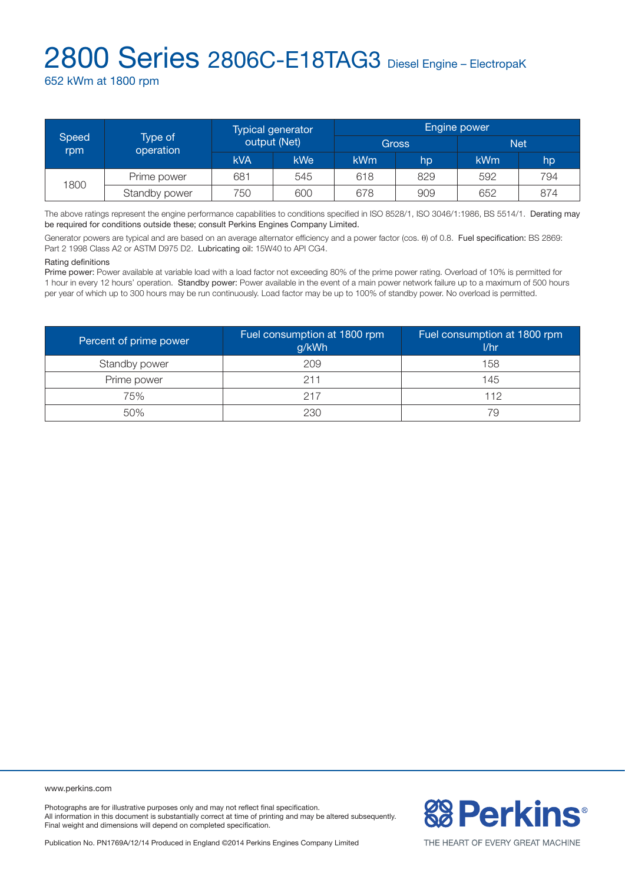# 2800 Series 2806C-E18TAG3 Diesel Engine – ElectropaK

652 kWm at 1800 rpm

| Speed rpm | Type of operation | Typical generator output (Net) | | Engine power | | | |
|---|---|---|---|---|---|---|---|
| | | | | Gross | | Net | |
| | | kVA | kWe | kWm | hp | kWm | hp |
| 1800 | Prime power | 681 | 545 | 618 | 829 | 592 | 794 |
| | Standby power | 750 | 600 | 678 | 909 | 652 | 874 |

The above ratings represent the engine performance capabilities to conditions specified in ISO 8528/1, ISO 3046/1:1986, BS 5514/1. Derating may be required for conditions outside these; consult Perkins Engines Company Limited.

Generator powers are typical and are based on an average alternator efficiency and a power factor (cos. θ) of 0.8. Fuel specification: BS 2869: Part 2 1998 Class A2 or ASTM D975 D2. Lubricating oil: 15W40 to API CG4.

Rating definitions

Prime power: Power available at variable load with a load factor not exceeding 80% of the prime power rating. Overload of 10% is permitted for 1 hour in every 12 hours' operation. Standby power: Power available in the event of a main power network failure up to a maximum of 500 hours per year of which up to 300 hours may be run continuously. Load factor may be up to 100% of standby power. No overload is permitted.

| Percent of prime power | Fuel consumption at 1800 rpm g/kWh | Fuel consumption at 1800 rpm l/hr |
|---|---|---|
| Standby power | 209 | 158 |
| Prime power | 211 | 145 |
| 75% | 217 | 112 |
| 50% | 230 | 79 |

www.perkins.com

Photographs are for illustrative purposes only and may not reflect final specification.
All information in this document is substantially correct at time of printing and may be altered subsequently.
Final weight and dimensions will depend on completed specification.

Publication No. PN1769A/12/14 Produced in England ©2014 Perkins Engines Company Limited

Perkins®

THE HEART OF EVERY GREAT MACHINE